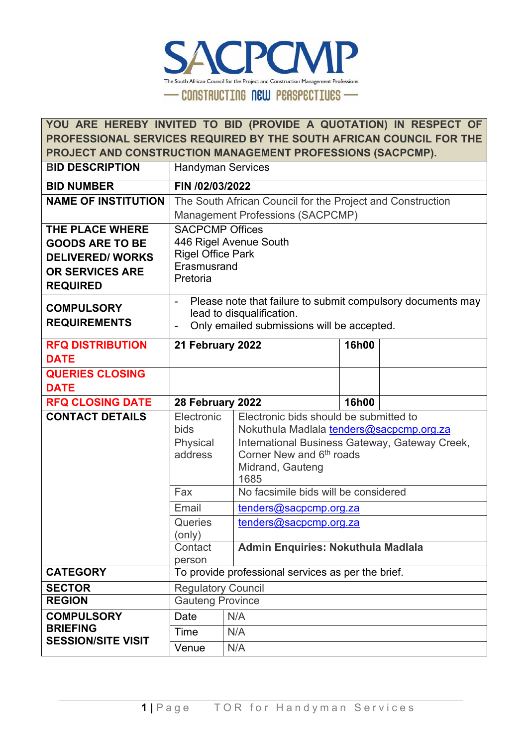SACPCMP

The South African Council for the Project and Construction Management Professions

— CONSTRUCTING NEW PERSPECTIVES —

| YOU ARE HEREBY INVITED TO BID (PROVIDE A QUOTATION) IN RESPECT OF PROFESSIONAL SERVICES REQUIRED BY THE SOUTH AFRICAN COUNCIL FOR THE PROJECT AND CONSTRUCTION MANAGEMENT PROFESSIONS (SACPCMP). | | | |
|---|---|---|---|
| **BID DESCRIPTION** | Handyman Services | | |
| **BID NUMBER** | **FIN /02/03/2022** | | |
| **NAME OF INSTITUTION** | The South African Council for the Project and Construction Management Professions (SACPCMP) | | |
| **THE PLACE WHERE GOODS ARE TO BE DELIVERED/ WORKS OR SERVICES ARE REQUIRED** | SACPCMP Offices<br>446 Rigel Avenue South<br>Rigel Office Park<br>Erasmusrand<br>Pretoria | | |
| **COMPULSORY REQUIREMENTS** | - Please note that failure to submit compulsory documents may lead to disqualification.<br>- Only emailed submissions will be accepted. | | |
| **RFQ DISTRIBUTION DATE** | **21 February 2022** | **16h00** | |
| **QUERIES CLOSING DATE** | | | |
| **RFQ CLOSING DATE** | **28 February 2022** | **16h00** | |
| **CONTACT DETAILS** | Electronic bids | Electronic bids should be submitted to Nokuthula Madlala tenders@sacpcmp.org.za | |
| | Physical address | International Business Gateway, Gateway Creek, Corner New and 6th roads<br>Midrand, Gauteng<br>1685 | |
| | Fax | No facsimile bids will be considered | |
| | Email | tenders@sacpcmp.org.za | |
| | Queries (only) | tenders@sacpcmp.org.za | |
| | Contact person | **Admin Enquiries: Nokuthula Madlala** | |
| **CATEGORY** | To provide professional services as per the brief. | | |
| **SECTOR** | Regulatory Council | | |
| **REGION** | Gauteng Province | | |
| **COMPULSORY BRIEFING SESSION/SITE VISIT** | Date | N/A | |
| | Time | N/A | |
| | Venue | N/A | |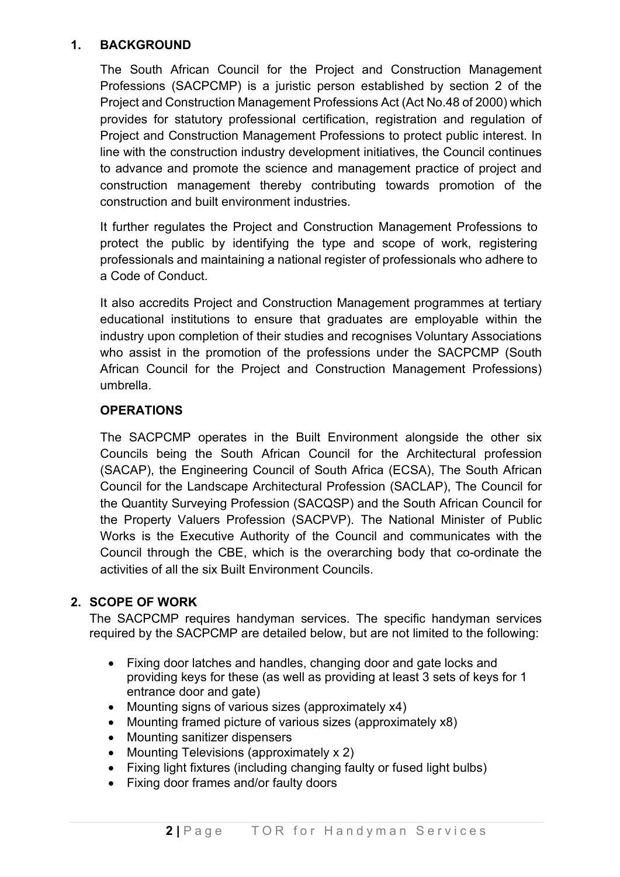## 1. BACKGROUND

The South African Council for the Project and Construction Management Professions (SACPCMP) is a juristic person established by section 2 of the Project and Construction Management Professions Act (Act No.48 of 2000) which provides for statutory professional certification, registration and regulation of Project and Construction Management Professions to protect public interest. In line with the construction industry development initiatives, the Council continues to advance and promote the science and management practice of project and construction management thereby contributing towards promotion of the construction and built environment industries.

It further regulates the Project and Construction Management Professions to protect the public by identifying the type and scope of work, registering professionals and maintaining a national register of professionals who adhere to a Code of Conduct.

It also accredits Project and Construction Management programmes at tertiary educational institutions to ensure that graduates are employable within the industry upon completion of their studies and recognises Voluntary Associations who assist in the promotion of the professions under the SACPCMP (South African Council for the Project and Construction Management Professions) umbrella.

### OPERATIONS

The SACPCMP operates in the Built Environment alongside the other six Councils being the South African Council for the Architectural profession (SACAP), the Engineering Council of South Africa (ECSA), The South African Council for the Landscape Architectural Profession (SACLAP), The Council for the Quantity Surveying Profession (SACQSP) and the South African Council for the Property Valuers Profession (SACPVP). The National Minister of Public Works is the Executive Authority of the Council and communicates with the Council through the CBE, which is the overarching body that co-ordinate the activities of all the six Built Environment Councils.

## 2. SCOPE OF WORK

The SACPCMP requires handyman services. The specific handyman services required by the SACPCMP are detailed below, but are not limited to the following:

- Fixing door latches and handles, changing door and gate locks and providing keys for these (as well as providing at least 3 sets of keys for 1 entrance door and gate)
- Mounting signs of various sizes (approximately x4)
- Mounting framed picture of various sizes (approximately x8)
- Mounting sanitizer dispensers
- Mounting Televisions (approximately x 2)
- Fixing light fixtures (including changing faulty or fused light bulbs)
- Fixing door frames and/or faulty doors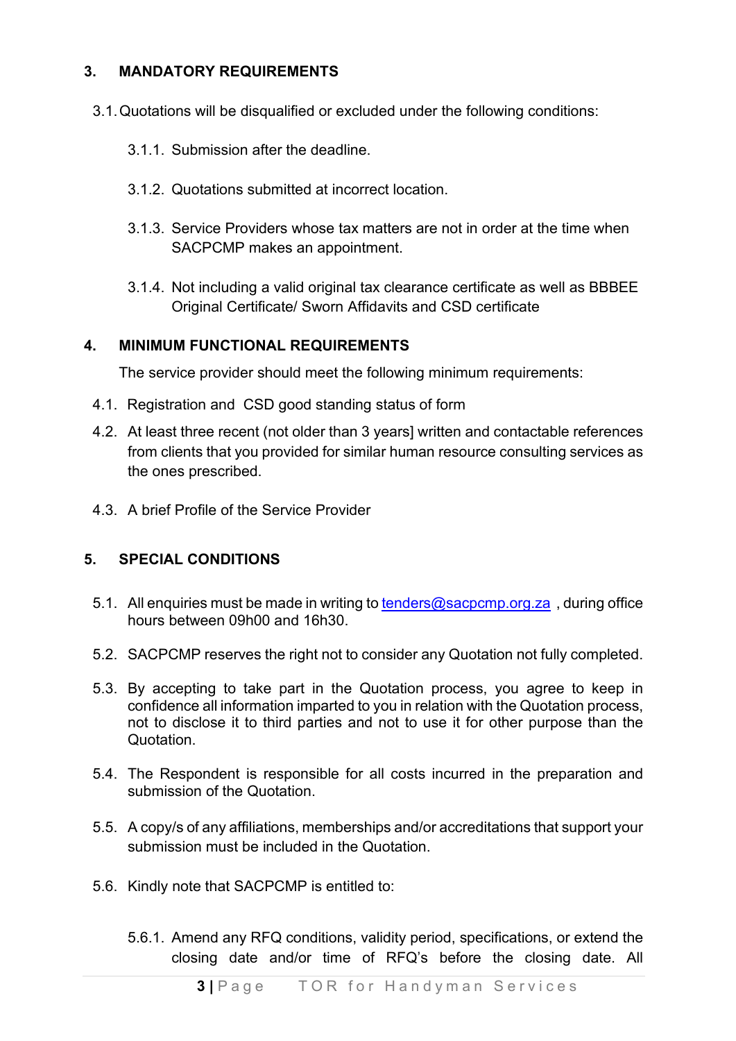## 3. MANDATORY REQUIREMENTS

3.1. Quotations will be disqualified or excluded under the following conditions:

3.1.1. Submission after the deadline.

3.1.2. Quotations submitted at incorrect location.

3.1.3. Service Providers whose tax matters are not in order at the time when SACPCMP makes an appointment.

3.1.4. Not including a valid original tax clearance certificate as well as BBBEE Original Certificate/ Sworn Affidavits and CSD certificate

## 4. MINIMUM FUNCTIONAL REQUIREMENTS

The service provider should meet the following minimum requirements:

4.1. Registration and CSD good standing status of form

4.2. At least three recent (not older than 3 years] written and contactable references from clients that you provided for similar human resource consulting services as the ones prescribed.

4.3. A brief Profile of the Service Provider

## 5. SPECIAL CONDITIONS

5.1. All enquiries must be made in writing to tenders@sacpcmp.org.za , during office hours between 09h00 and 16h30.

5.2. SACPCMP reserves the right not to consider any Quotation not fully completed.

5.3. By accepting to take part in the Quotation process, you agree to keep in confidence all information imparted to you in relation with the Quotation process, not to disclose it to third parties and not to use it for other purpose than the Quotation.

5.4. The Respondent is responsible for all costs incurred in the preparation and submission of the Quotation.

5.5. A copy/s of any affiliations, memberships and/or accreditations that support your submission must be included in the Quotation.

5.6. Kindly note that SACPCMP is entitled to:

5.6.1. Amend any RFQ conditions, validity period, specifications, or extend the closing date and/or time of RFQ's before the closing date. All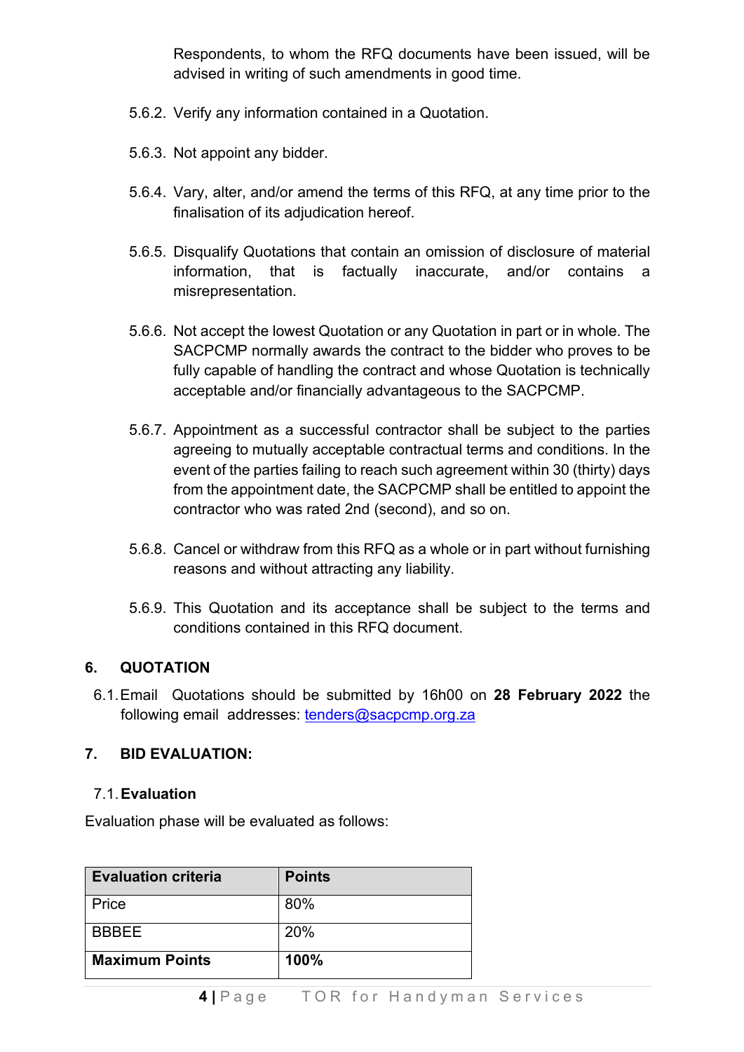Respondents, to whom the RFQ documents have been issued, will be advised in writing of such amendments in good time.

5.6.2. Verify any information contained in a Quotation.

5.6.3. Not appoint any bidder.

5.6.4. Vary, alter, and/or amend the terms of this RFQ, at any time prior to the finalisation of its adjudication hereof.

5.6.5. Disqualify Quotations that contain an omission of disclosure of material information, that is factually inaccurate, and/or contains a misrepresentation.

5.6.6. Not accept the lowest Quotation or any Quotation in part or in whole. The SACPCMP normally awards the contract to the bidder who proves to be fully capable of handling the contract and whose Quotation is technically acceptable and/or financially advantageous to the SACPCMP.

5.6.7. Appointment as a successful contractor shall be subject to the parties agreeing to mutually acceptable contractual terms and conditions. In the event of the parties failing to reach such agreement within 30 (thirty) days from the appointment date, the SACPCMP shall be entitled to appoint the contractor who was rated 2nd (second), and so on.

5.6.8. Cancel or withdraw from this RFQ as a whole or in part without furnishing reasons and without attracting any liability.

5.6.9. This Quotation and its acceptance shall be subject to the terms and conditions contained in this RFQ document.

## 6. QUOTATION

6.1. Email Quotations should be submitted by 16h00 on **28 February 2022** the following email addresses: tenders@sacpcmp.org.za

## 7. BID EVALUATION:

### 7.1. Evaluation

Evaluation phase will be evaluated as follows:

| Evaluation criteria | Points |
|---|---|
| Price | 80% |
| BBBEE | 20% |
| **Maximum Points** | **100%** |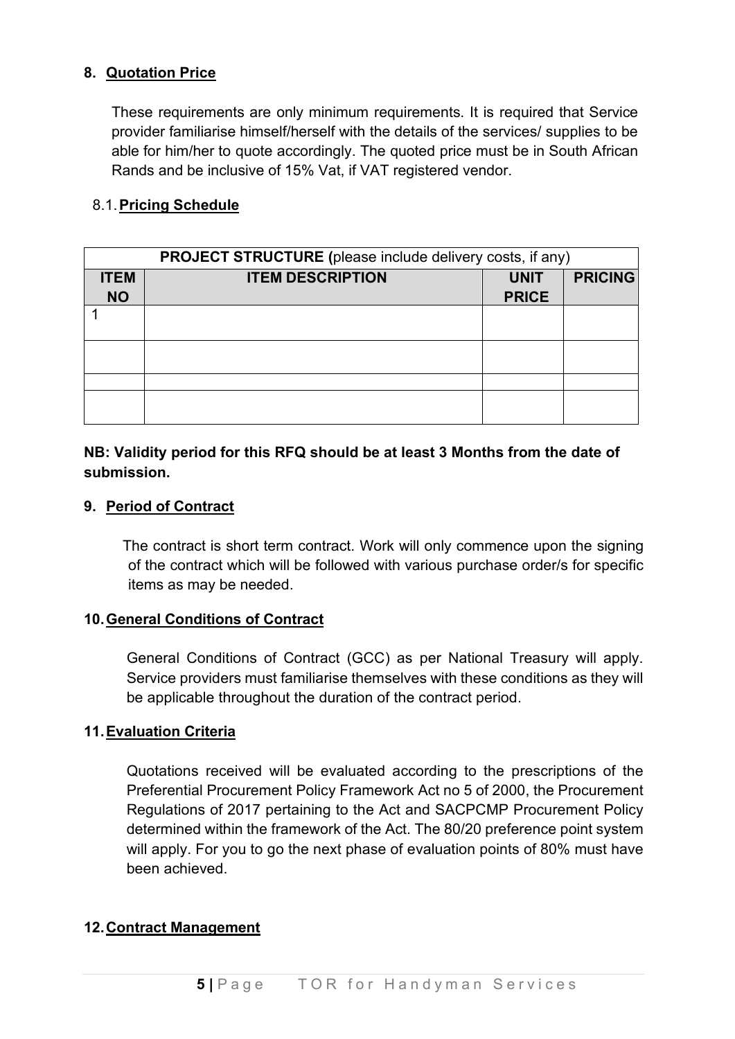## 8. Quotation Price

These requirements are only minimum requirements. It is required that Service provider familiarise himself/herself with the details of the services/ supplies to be able for him/her to quote accordingly. The quoted price must be in South African Rands and be inclusive of 15% Vat, if VAT registered vendor.

### 8.1. Pricing Schedule

| **PROJECT STRUCTURE (**please include delivery costs, if any) | | | |
|---|---|---|---|
| **ITEM NO** | **ITEM DESCRIPTION** | **UNIT PRICE** | **PRICING** |
| 1 | | | |
| | | | |
| | | | |
| | | | |

**NB: Validity period for this RFQ should be at least 3 Months from the date of submission.**

## 9. Period of Contract

The contract is short term contract. Work will only commence upon the signing of the contract which will be followed with various purchase order/s for specific items as may be needed.

## 10. General Conditions of Contract

General Conditions of Contract (GCC) as per National Treasury will apply. Service providers must familiarise themselves with these conditions as they will be applicable throughout the duration of the contract period.

## 11. Evaluation Criteria

Quotations received will be evaluated according to the prescriptions of the Preferential Procurement Policy Framework Act no 5 of 2000, the Procurement Regulations of 2017 pertaining to the Act and SACPCMP Procurement Policy determined within the framework of the Act. The 80/20 preference point system will apply. For you to go the next phase of evaluation points of 80% must have been achieved.

## 12. Contract Management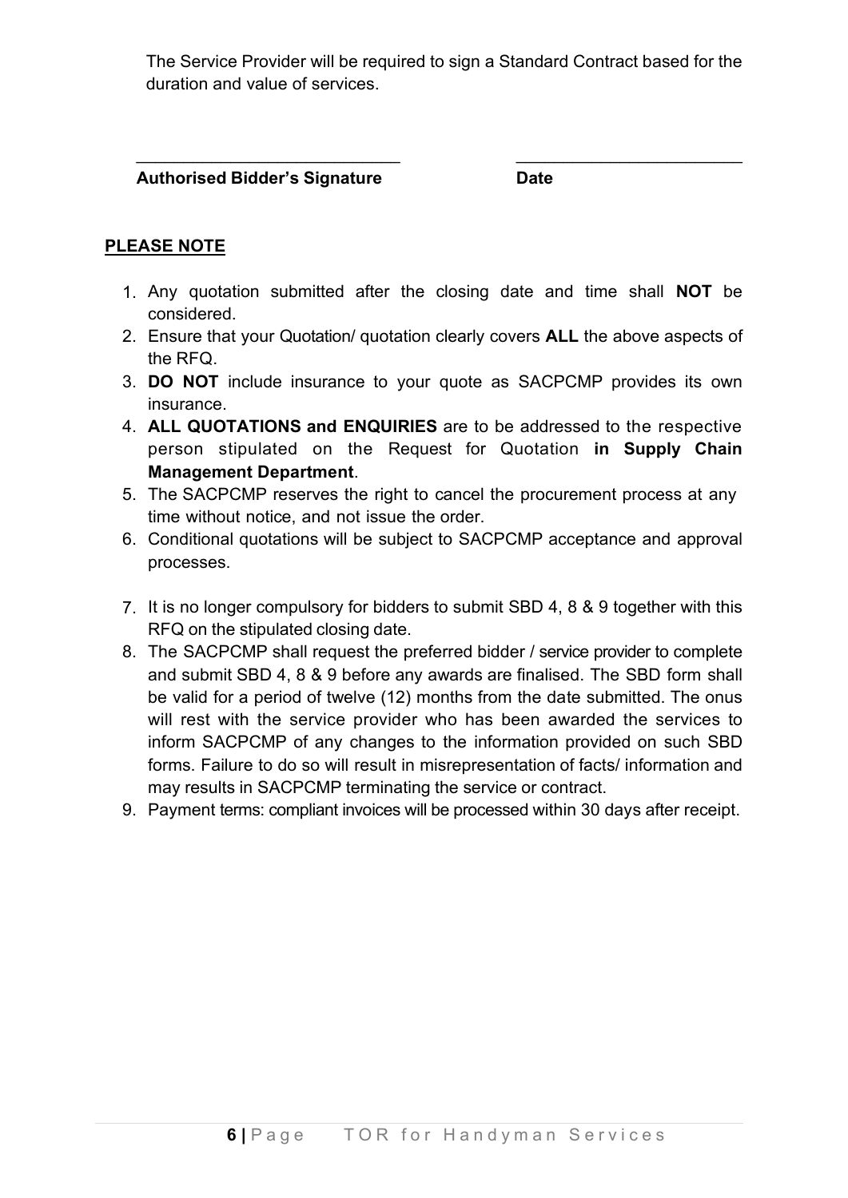The Service Provider will be required to sign a Standard Contract based for the duration and value of services.

\_\_\_\_\_\_\_\_\_\_\_\_\_\_\_\_\_\_\_\_\_\_\_\_\_\_\_\_ \_\_\_\_\_\_\_\_\_\_\_\_\_\_\_\_\_\_\_\_\_\_\_\_\_

**Authorised Bidder's Signature** **Date**

**PLEASE NOTE**

1. Any quotation submitted after the closing date and time shall **NOT** be considered.
2. Ensure that your Quotation/ quotation clearly covers **ALL** the above aspects of the RFQ.
3. **DO NOT** include insurance to your quote as SACPCMP provides its own insurance.
4. **ALL QUOTATIONS and ENQUIRIES** are to be addressed to the respective person stipulated on the Request for Quotation **in Supply Chain Management Department**.
5. The SACPCMP reserves the right to cancel the procurement process at any time without notice, and not issue the order.
6. Conditional quotations will be subject to SACPCMP acceptance and approval processes.
7. It is no longer compulsory for bidders to submit SBD 4, 8 & 9 together with this RFQ on the stipulated closing date.
8. The SACPCMP shall request the preferred bidder / service provider to complete and submit SBD 4, 8 & 9 before any awards are finalised. The SBD form shall be valid for a period of twelve (12) months from the date submitted. The onus will rest with the service provider who has been awarded the services to inform SACPCMP of any changes to the information provided on such SBD forms. Failure to do so will result in misrepresentation of facts/ information and may results in SACPCMP terminating the service or contract.
9. Payment terms: compliant invoices will be processed within 30 days after receipt.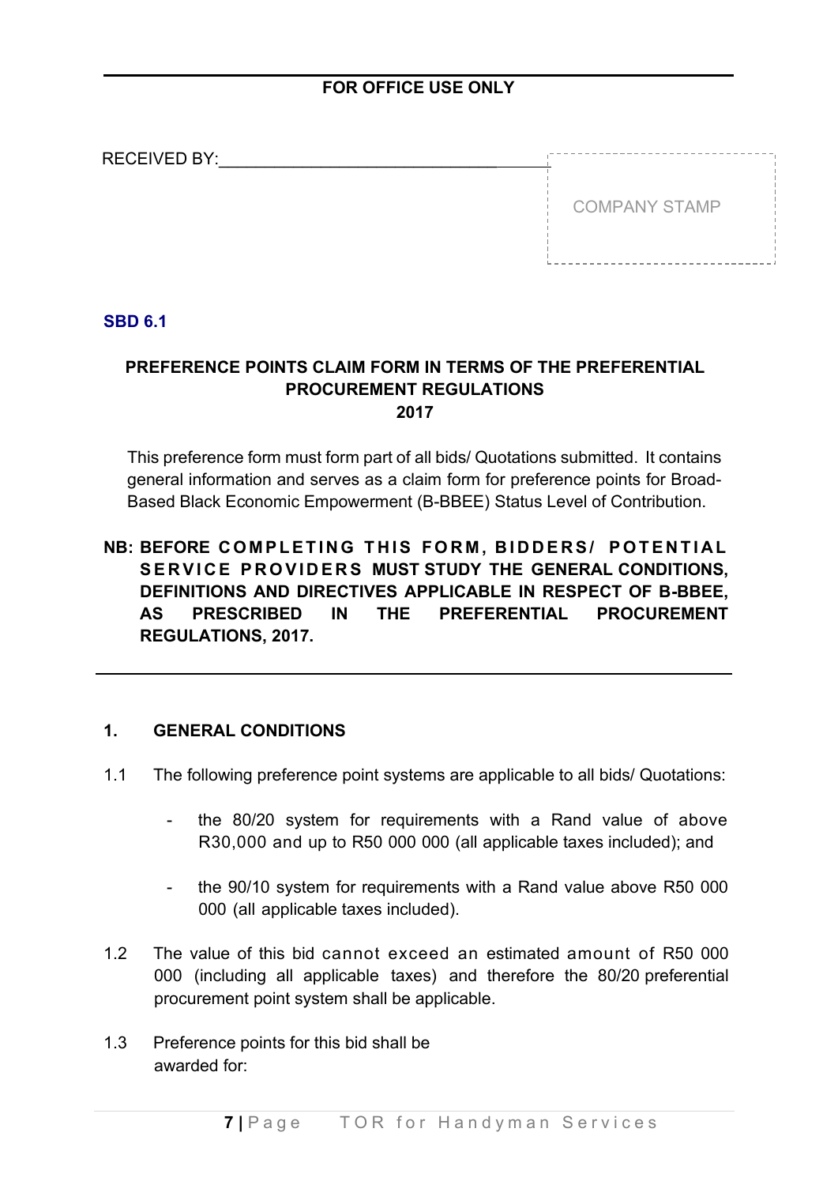**FOR OFFICE USE ONLY**

RECEIVED BY:_________________________________

COMPANY STAMP

**SBD 6.1**

**PREFERENCE POINTS CLAIM FORM IN TERMS OF THE PREFERENTIAL PROCUREMENT REGULATIONS 2017**

This preference form must form part of all bids/ Quotations submitted. It contains general information and serves as a claim form for preference points for Broad-Based Black Economic Empowerment (B-BBEE) Status Level of Contribution.

**NB: BEFORE COMPLETING THIS FORM, BIDDERS/ POTENTIAL SERVICE PROVIDERS MUST STUDY THE GENERAL CONDITIONS, DEFINITIONS AND DIRECTIVES APPLICABLE IN RESPECT OF B-BBEE, AS PRESCRIBED IN THE PREFERENTIAL PROCUREMENT REGULATIONS, 2017.**

## 1. GENERAL CONDITIONS

1.1 The following preference point systems are applicable to all bids/ Quotations:

- the 80/20 system for requirements with a Rand value of above R30,000 and up to R50 000 000 (all applicable taxes included); and
- the 90/10 system for requirements with a Rand value above R50 000 000 (all applicable taxes included).

1.2 The value of this bid cannot exceed an estimated amount of R50 000 000 (including all applicable taxes) and therefore the 80/20 preferential procurement point system shall be applicable.

1.3 Preference points for this bid shall be awarded for: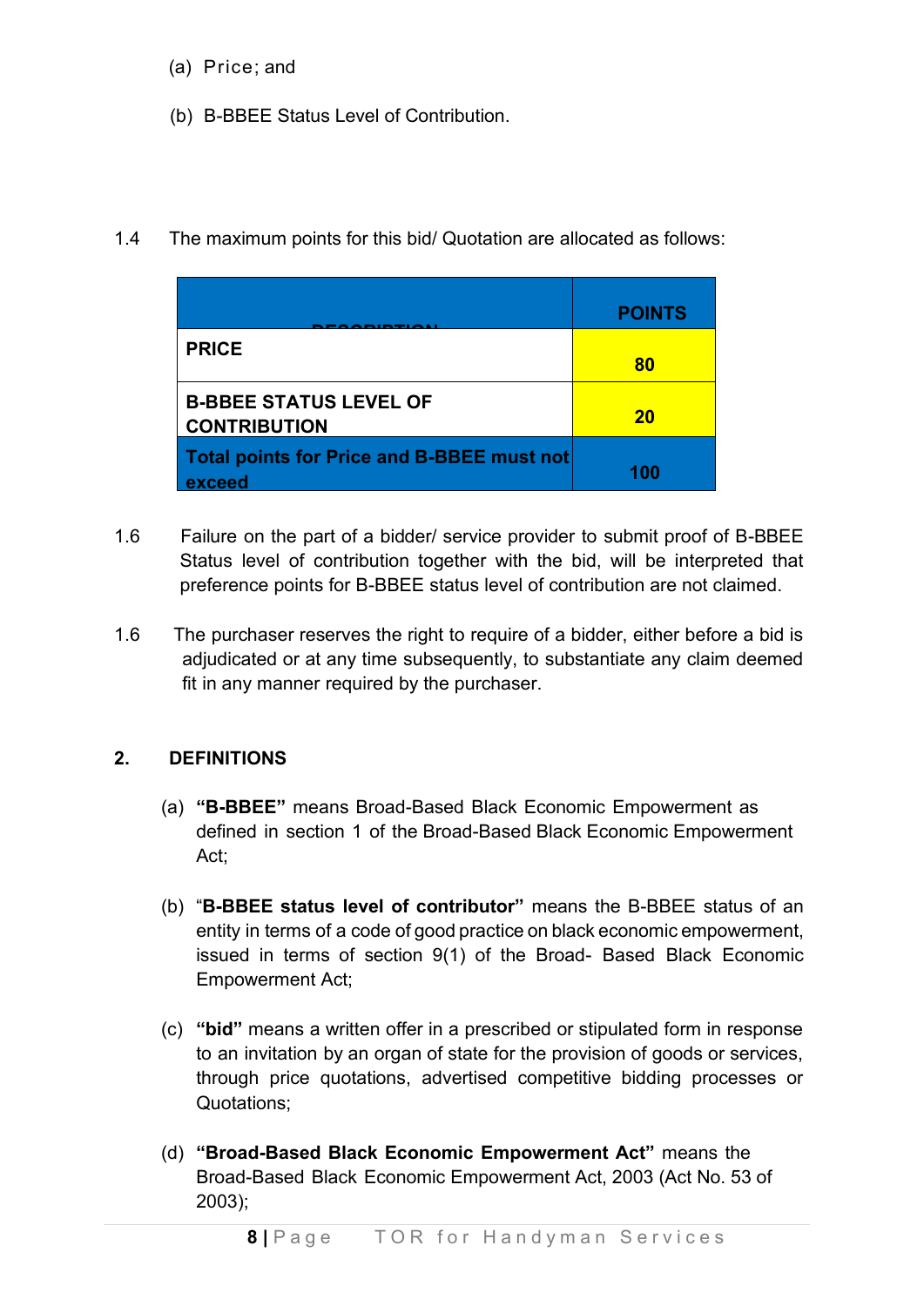(a) Price; and

(b) B-BBEE Status Level of Contribution.

1.4 The maximum points for this bid/ Quotation are allocated as follows:

| DESCRIPTION | POINTS |
|---|---|
| PRICE | 80 |
| B-BBEE STATUS LEVEL OF CONTRIBUTION | 20 |
| Total points for Price and B-BBEE must not exceed | 100 |

1.6 Failure on the part of a bidder/ service provider to submit proof of B-BBEE Status level of contribution together with the bid, will be interpreted that preference points for B-BBEE status level of contribution are not claimed.

1.6 The purchaser reserves the right to require of a bidder, either before a bid is adjudicated or at any time subsequently, to substantiate any claim deemed fit in any manner required by the purchaser.

## 2. DEFINITIONS

(a) **"B-BBEE"** means Broad-Based Black Economic Empowerment as defined in section 1 of the Broad-Based Black Economic Empowerment Act;

(b) "**B-BBEE status level of contributor"** means the B-BBEE status of an entity in terms of a code of good practice on black economic empowerment, issued in terms of section 9(1) of the Broad- Based Black Economic Empowerment Act;

(c) **"bid"** means a written offer in a prescribed or stipulated form in response to an invitation by an organ of state for the provision of goods or services, through price quotations, advertised competitive bidding processes or Quotations;

(d) **"Broad-Based Black Economic Empowerment Act"** means the Broad-Based Black Economic Empowerment Act, 2003 (Act No. 53 of 2003);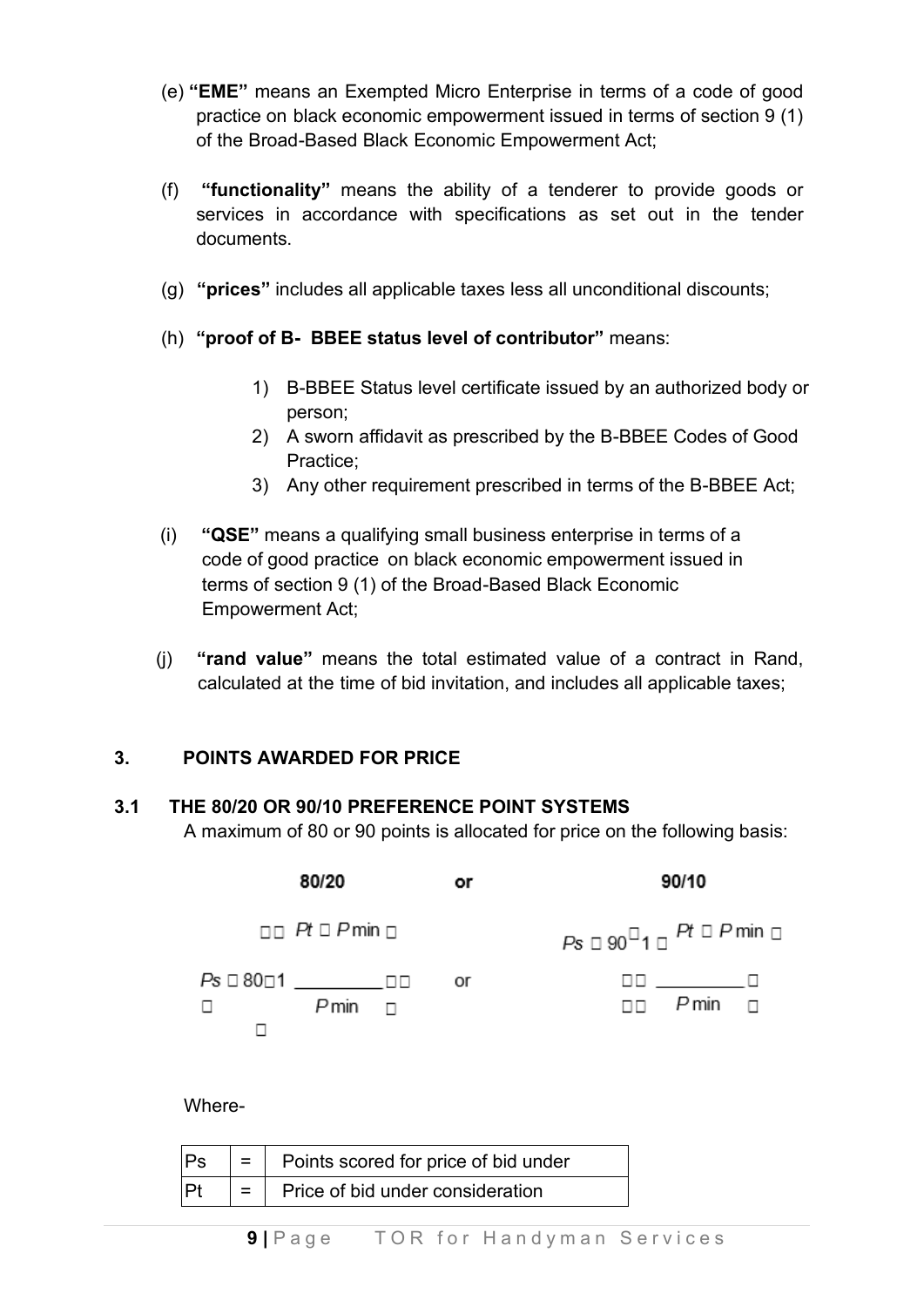(e) **"EME"** means an Exempted Micro Enterprise in terms of a code of good practice on black economic empowerment issued in terms of section 9 (1) of the Broad-Based Black Economic Empowerment Act;

(f) **"functionality"** means the ability of a tenderer to provide goods or services in accordance with specifications as set out in the tender documents.

(g) **"prices"** includes all applicable taxes less all unconditional discounts;

(h) **"proof of B- BBEE status level of contributor"** means:

1) B-BBEE Status level certificate issued by an authorized body or person;
2) A sworn affidavit as prescribed by the B-BBEE Codes of Good Practice;
3) Any other requirement prescribed in terms of the B-BBEE Act;

(i) **"QSE"** means a qualifying small business enterprise in terms of a code of good practice on black economic empowerment issued in terms of section 9 (1) of the Broad-Based Black Economic Empowerment Act;

(j) **"rand value"** means the total estimated value of a contract in Rand, calculated at the time of bid invitation, and includes all applicable taxes;

## 3. POINTS AWARDED FOR PRICE

### 3.1 THE 80/20 OR 90/10 PREFERENCE POINT SYSTEMS

A maximum of 80 or 90 points is allocated for price on the following basis:

**80/20** or **90/10**

$$Ps = 80\left(1 - \frac{Pt - P\min}{P\min}\right) \quad \text{or} \quad Ps = 90\left(1 - \frac{Pt - P\min}{P\min}\right)$$

Where-

| Ps | = | Points scored for price of bid under |
|---|---|---|
| Pt | = | Price of bid under consideration |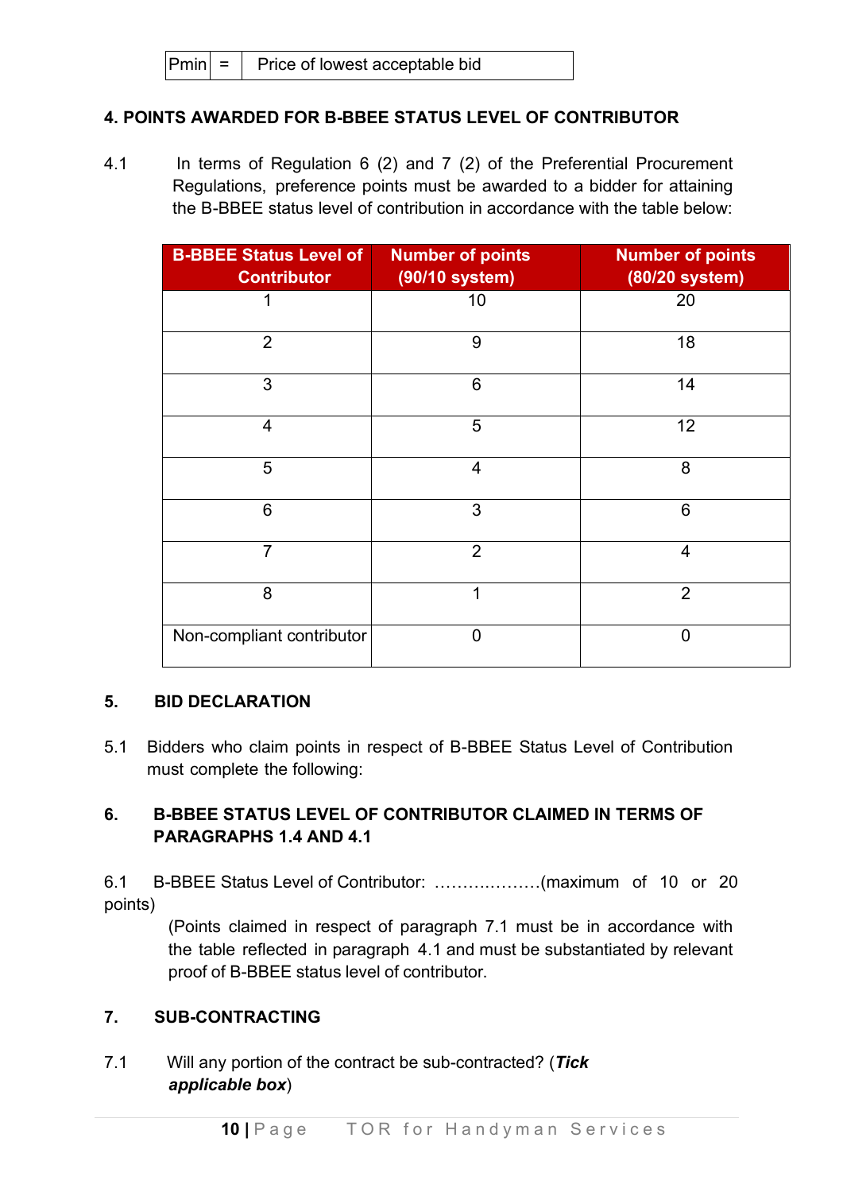| Pmin | = | Price of lowest acceptable bid |
|---|---|---|

**4. POINTS AWARDED FOR B-BBEE STATUS LEVEL OF CONTRIBUTOR**

4.1 In terms of Regulation 6 (2) and 7 (2) of the Preferential Procurement Regulations, preference points must be awarded to a bidder for attaining the B-BBEE status level of contribution in accordance with the table below:

| B-BBEE Status Level of Contributor | Number of points (90/10 system) | Number of points (80/20 system) |
|---|---|---|
| 1 | 10 | 20 |
| 2 | 9 | 18 |
| 3 | 6 | 14 |
| 4 | 5 | 12 |
| 5 | 4 | 8 |
| 6 | 3 | 6 |
| 7 | 2 | 4 |
| 8 | 1 | 2 |
| Non-compliant contributor | 0 | 0 |

**5. BID DECLARATION**

5.1 Bidders who claim points in respect of B-BBEE Status Level of Contribution must complete the following:

**6. B-BBEE STATUS LEVEL OF CONTRIBUTOR CLAIMED IN TERMS OF PARAGRAPHS 1.4 AND 4.1**

6.1 B-BBEE Status Level of Contributor: ……………….(maximum of 10 or 20 points)

(Points claimed in respect of paragraph 7.1 must be in accordance with the table reflected in paragraph 4.1 and must be substantiated by relevant proof of B-BBEE status level of contributor.

**7. SUB-CONTRACTING**

7.1 Will any portion of the contract be sub-contracted? (***Tick applicable box***)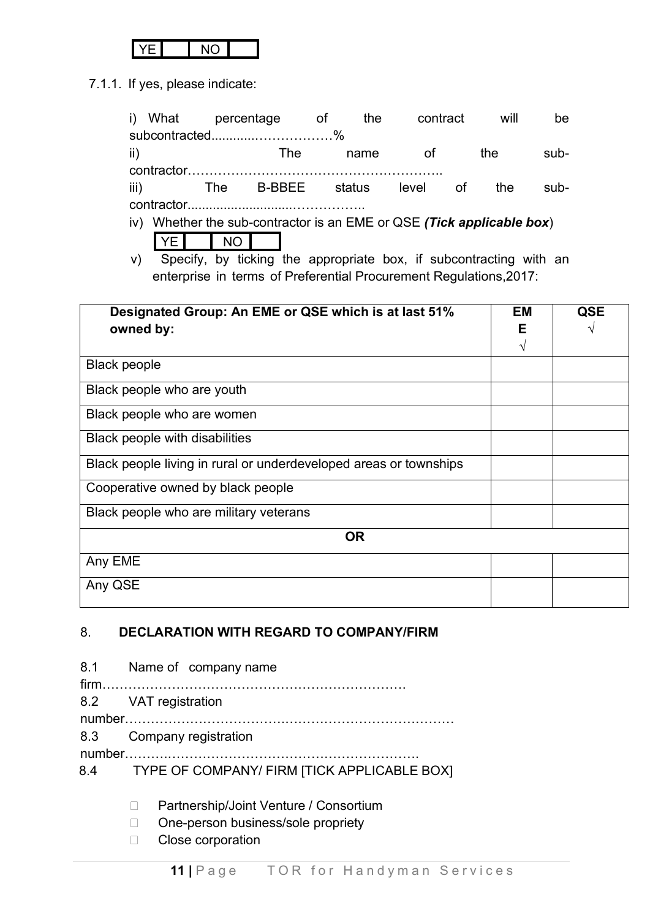| YE | | NO | |
|---|---|---|---|

7.1.1. If yes, please indicate:

i) What percentage of the contract will be subcontracted............………………%

ii) The name of the sub-contractor…………………………………………………..

iii) The B-BBEE status level of the sub-contractor.............................……………..

iv) Whether the sub-contractor is an EME or QSE ***(Tick applicable box)***

| YE | | NO | |
|---|---|---|---|

v) Specify, by ticking the appropriate box, if subcontracting with an enterprise in terms of Preferential Procurement Regulations,2017:

| **Designated Group: An EME or QSE which is at last 51% owned by:** | **EME** √ | **QSE** √ |
|---|---|---|
| Black people | | |
| Black people who are youth | | |
| Black people who are women | | |
| Black people with disabilities | | |
| Black people living in rural or underdeveloped areas or townships | | |
| Cooperative owned by black people | | |
| Black people who are military veterans | | |
| **OR** | | |
| Any EME | | |
| Any QSE | | |

8. **DECLARATION WITH REGARD TO COMPANY/FIRM**

8.1 Name of company name firm……………………………………………………………

8.2 VAT registration number…………………………………………………………………

8.3 Company registration number…………………………………………………………….

8.4 TYPE OF COMPANY/ FIRM [TICK APPLICABLE BOX]

- ☐ Partnership/Joint Venture / Consortium
- ☐ One-person business/sole propriety
- ☐ Close corporation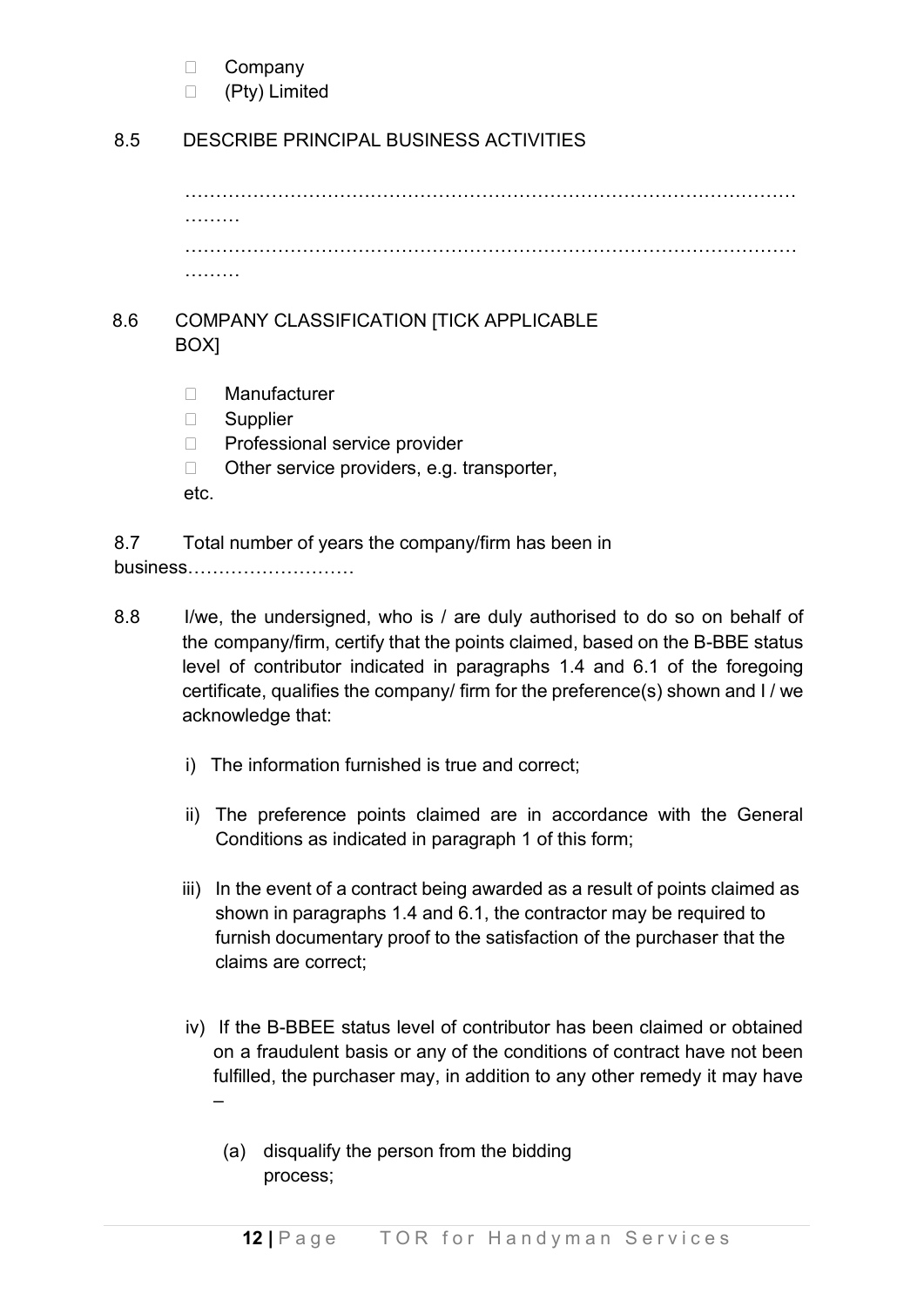- ☐ Company
- ☐ (Pty) Limited

8.5 DESCRIBE PRINCIPAL BUSINESS ACTIVITIES

………………………………………………………………………………………………
………………………………………………………………………………………………

8.6 COMPANY CLASSIFICATION [TICK APPLICABLE BOX]

- ☐ Manufacturer
- ☐ Supplier
- ☐ Professional service provider
- ☐ Other service providers, e.g. transporter, etc.

8.7 Total number of years the company/firm has been in business………………………

8.8 I/we, the undersigned, who is / are duly authorised to do so on behalf of the company/firm, certify that the points claimed, based on the B-BBE status level of contributor indicated in paragraphs 1.4 and 6.1 of the foregoing certificate, qualifies the company/ firm for the preference(s) shown and I / we acknowledge that:

i) The information furnished is true and correct;

ii) The preference points claimed are in accordance with the General Conditions as indicated in paragraph 1 of this form;

iii) In the event of a contract being awarded as a result of points claimed as shown in paragraphs 1.4 and 6.1, the contractor may be required to furnish documentary proof to the satisfaction of the purchaser that the claims are correct;

iv) If the B-BBEE status level of contributor has been claimed or obtained on a fraudulent basis or any of the conditions of contract have not been fulfilled, the purchaser may, in addition to any other remedy it may have –

(a) disqualify the person from the bidding process;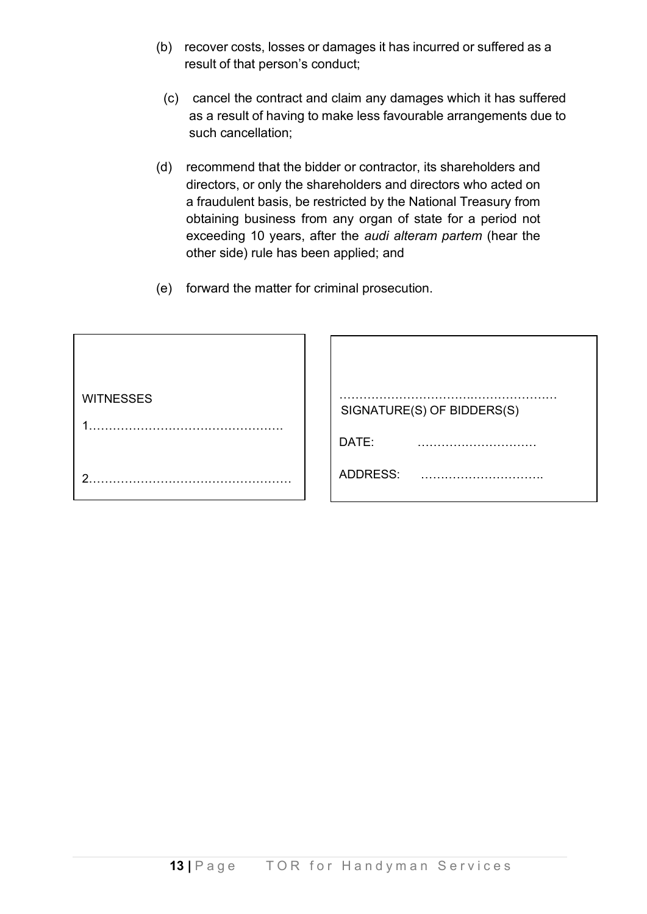(b) recover costs, losses or damages it has incurred or suffered as a result of that person's conduct;

(c) cancel the contract and claim any damages which it has suffered as a result of having to make less favourable arrangements due to such cancellation;

(d) recommend that the bidder or contractor, its shareholders and directors, or only the shareholders and directors who acted on a fraudulent basis, be restricted by the National Treasury from obtaining business from any organ of state for a period not exceeding 10 years, after the *audi alteram partem* (hear the other side) rule has been applied; and

(e) forward the matter for criminal prosecution.

| WITNESSES | |
|---|---|
| 1………………………………………… | ……………………………………………… SIGNATURE(S) OF BIDDERS(S) |
| | DATE: ………………………… |
| 2…………………………………………… | ADDRESS: ………………………….. |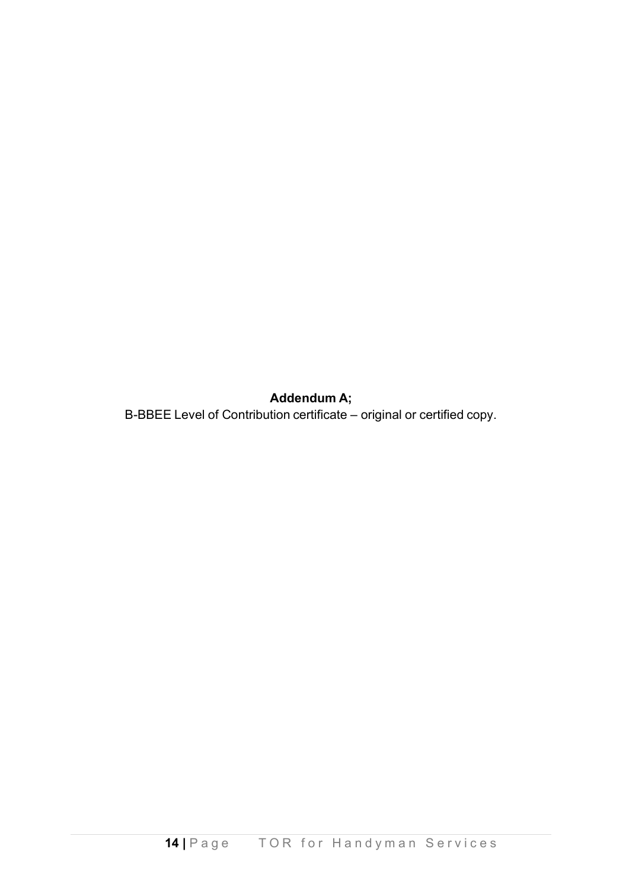**Addendum A;**

B-BBEE Level of Contribution certificate – original or certified copy.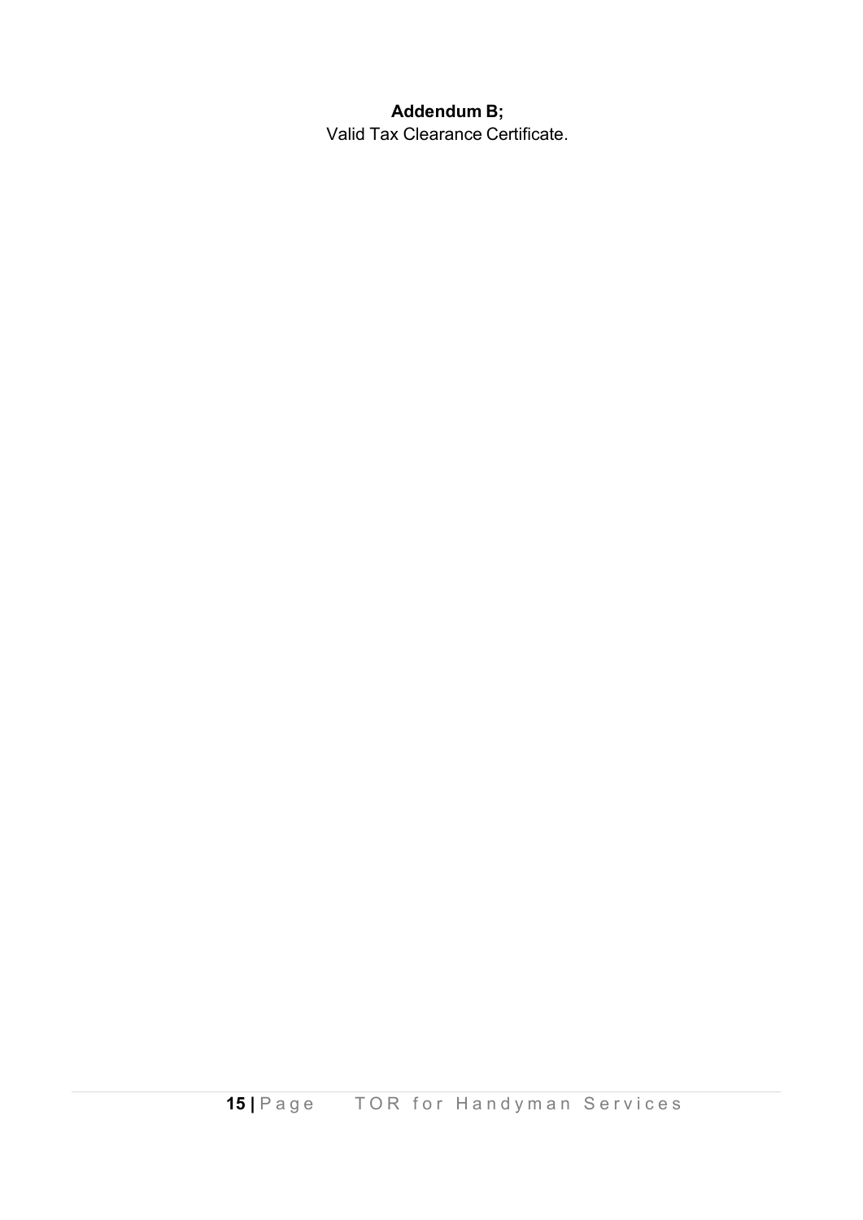**Addendum B;**

Valid Tax Clearance Certificate.